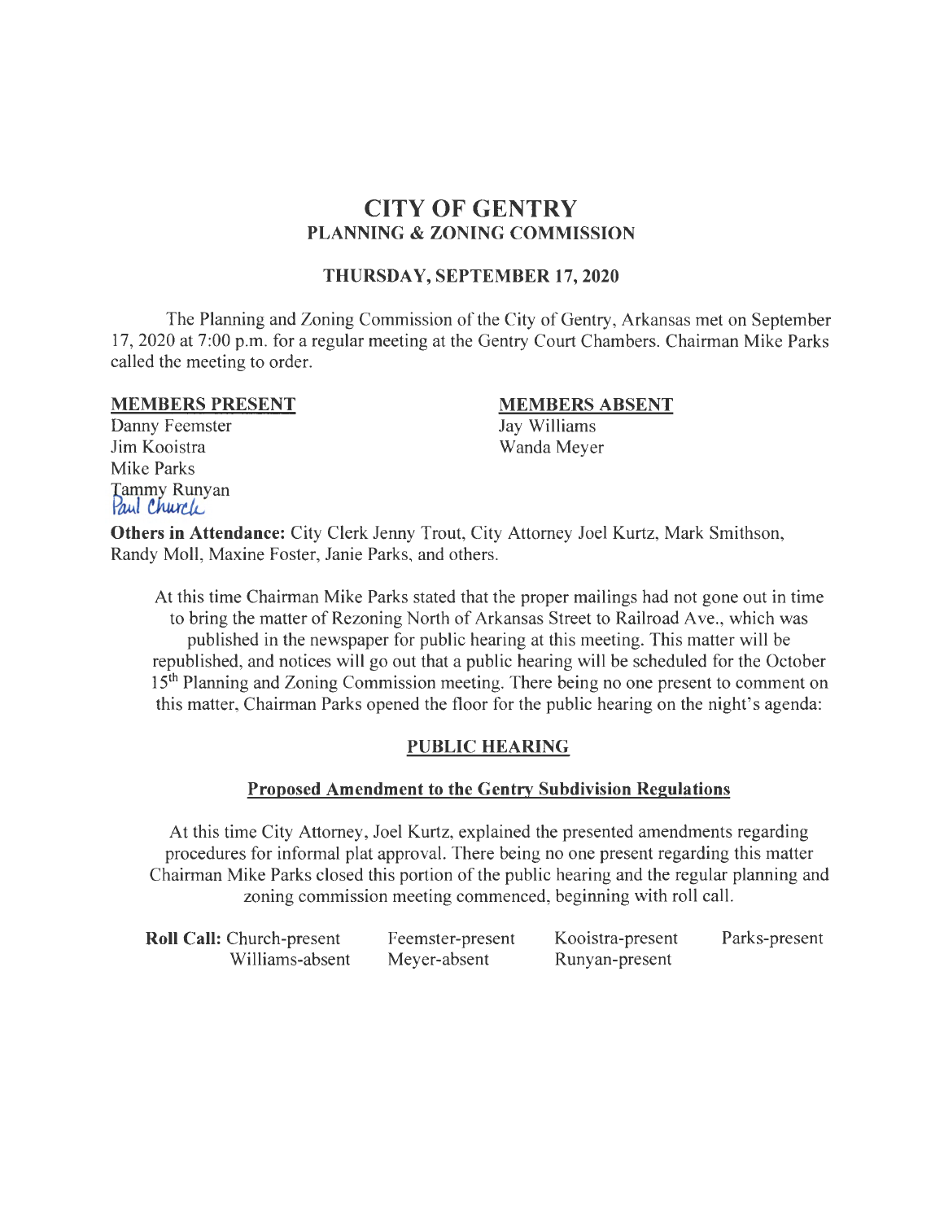# CITY OF GENTRY

## PLANNING & ZONING COMMISSION

### THURSDAY, SEPTEMBER 17, 2020

The Planning and Zoning Commission of the City of Gentry, Arkansas met on September 17, 2020 at 7:00 p.m. for a regular meeting at the Gentry Court Chambers. Chairman Mike Parks called the meeting to order.

| MEMBERS PRESENT | MEMBERS ABSENT |
|---|---|
| Danny Feemster | Jay Williams |
| Jim Kooistra | Wanda Meyer |
| Mike Parks | |
| Tammy Runyan | |
| Paul Church | |

**Others in Attendance:** City Clerk Jenny Trout, City Attorney Joel Kurtz, Mark Smithson, Randy Moll, Maxine Foster, Janie Parks, and others.

At this time Chairman Mike Parks stated that the proper mailings had not gone out in time to bring the matter of Rezoning North of Arkansas Street to Railroad Ave., which was published in the newspaper for public hearing at this meeting. This matter will be republished, and notices will go out that a public hearing will be scheduled for the October 15th Planning and Zoning Commission meeting. There being no one present to comment on this matter, Chairman Parks opened the floor for the public hearing on the night's agenda:

## PUBLIC HEARING

### Proposed Amendment to the Gentry Subdivision Regulations

At this time City Attorney, Joel Kurtz, explained the presented amendments regarding procedures for informal plat approval. There being no one present regarding this matter Chairman Mike Parks closed this portion of the public hearing and the regular planning and zoning commission meeting commenced, beginning with roll call.

| **Roll Call:** Church-present | Feemster-present | Kooistra-present | Parks-present |
|---|---|---|---|
| Williams-absent | Meyer-absent | Runyan-present | |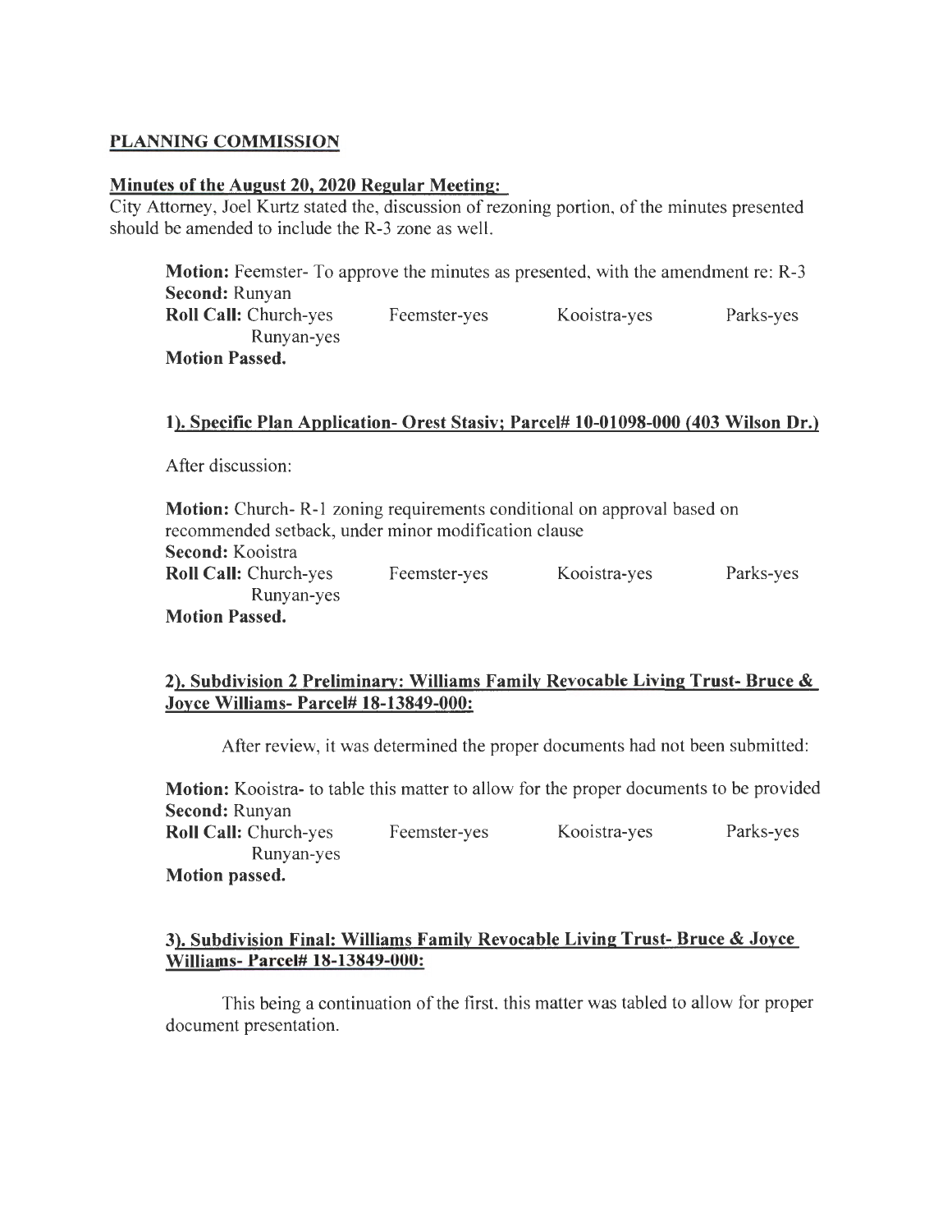## PLANNING COMMISSION

### Minutes of the August 20, 2020 Regular Meeting:

City Attorney, Joel Kurtz stated the, discussion of rezoning portion, of the minutes presented should be amended to include the R-3 zone as well.

> **Motion:** Feemster- To approve the minutes as presented, with the amendment re: R-3
> **Second:** Runyan
> **Roll Call:** Church-yes Feemster-yes Kooistra-yes Parks-yes Runyan-yes
> **Motion Passed.**

### 1). Specific Plan Application- Orest Stasiv; Parcel# 10-01098-000 (403 Wilson Dr.)

After discussion:

> **Motion:** Church- R-1 zoning requirements conditional on approval based on recommended setback, under minor modification clause
> **Second:** Kooistra
> **Roll Call:** Church-yes Feemster-yes Kooistra-yes Parks-yes Runyan-yes
> **Motion Passed.**

### 2). Subdivision 2 Preliminary: Williams Family Revocable Living Trust- Bruce & Joyce Williams- Parcel# 18-13849-000:

After review, it was determined the proper documents had not been submitted:

> **Motion:** Kooistra- to table this matter to allow for the proper documents to be provided
> **Second:** Runyan
> **Roll Call:** Church-yes Feemster-yes Kooistra-yes Parks-yes Runyan-yes
> **Motion passed.**

### 3). Subdivision Final: Williams Family Revocable Living Trust- Bruce & Joyce Williams- Parcel# 18-13849-000:

This being a continuation of the first, this matter was tabled to allow for proper document presentation.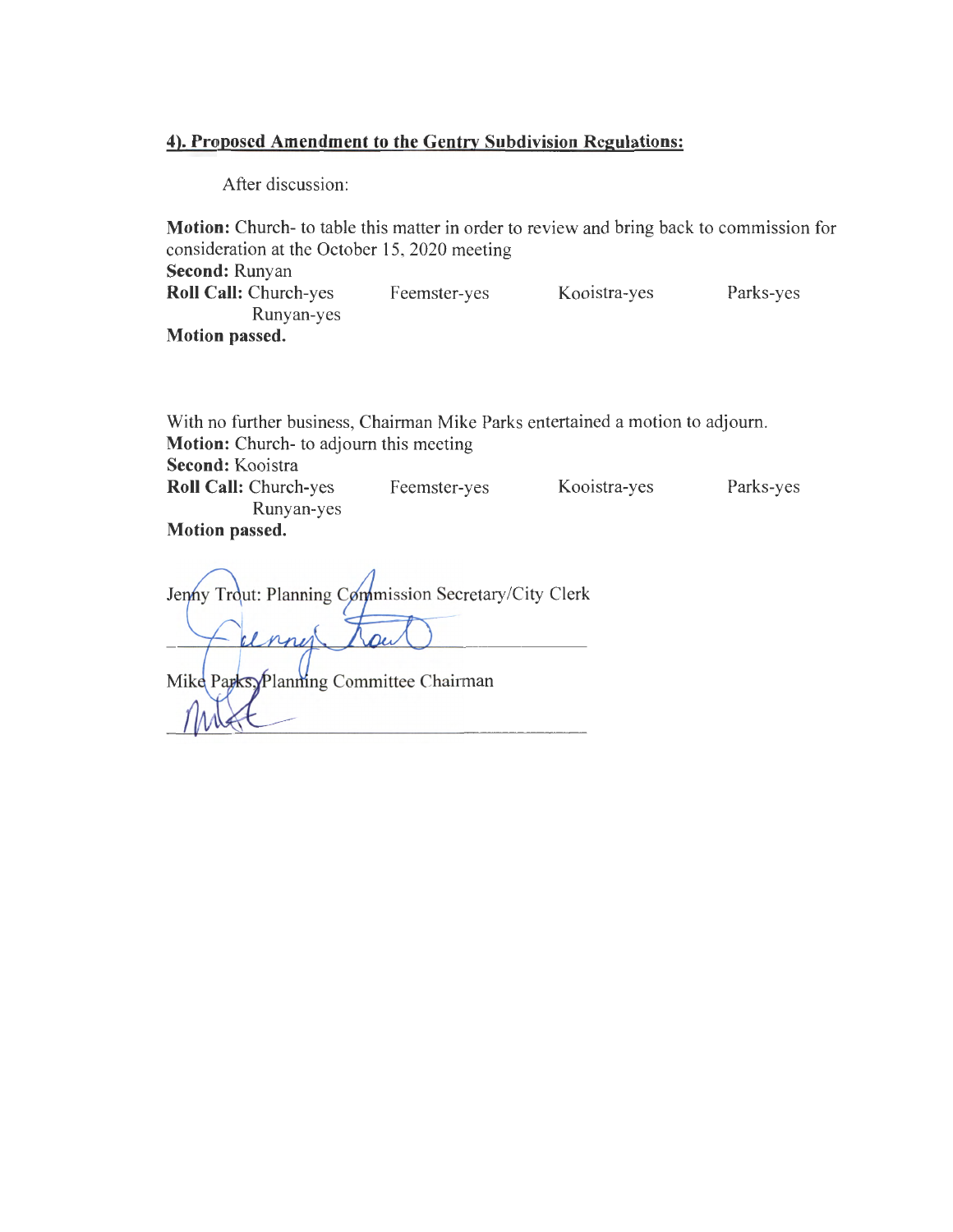**4). Proposed Amendment to the Gentry Subdivision Regulations:**

After discussion:

**Motion:** Church- to table this matter in order to review and bring back to commission for consideration at the October 15, 2020 meeting
**Second:** Runyan
**Roll Call:** Church-yes Feemster-yes Kooistra-yes Parks-yes
Runyan-yes
**Motion passed.**

With no further business, Chairman Mike Parks entertained a motion to adjourn.
**Motion:** Church- to adjourn this meeting
**Second:** Kooistra
**Roll Call:** Church-yes Feemster-yes Kooistra-yes Parks-yes
Runyan-yes
**Motion passed.**

Jenny Trout: Planning Commission Secretary/City Clerk

\_\_\_\_\_\_\_\_\_\_\_\_\_\_\_\_\_\_\_\_\_\_\_\_\_\_\_\_\_\_\_\_\_\_\_\_\_\_\_\_

Mike Parks: Planning Committee Chairman

\_\_\_\_\_\_\_\_\_\_\_\_\_\_\_\_\_\_\_\_\_\_\_\_\_\_\_\_\_\_\_\_\_\_\_\_\_\_\_\_